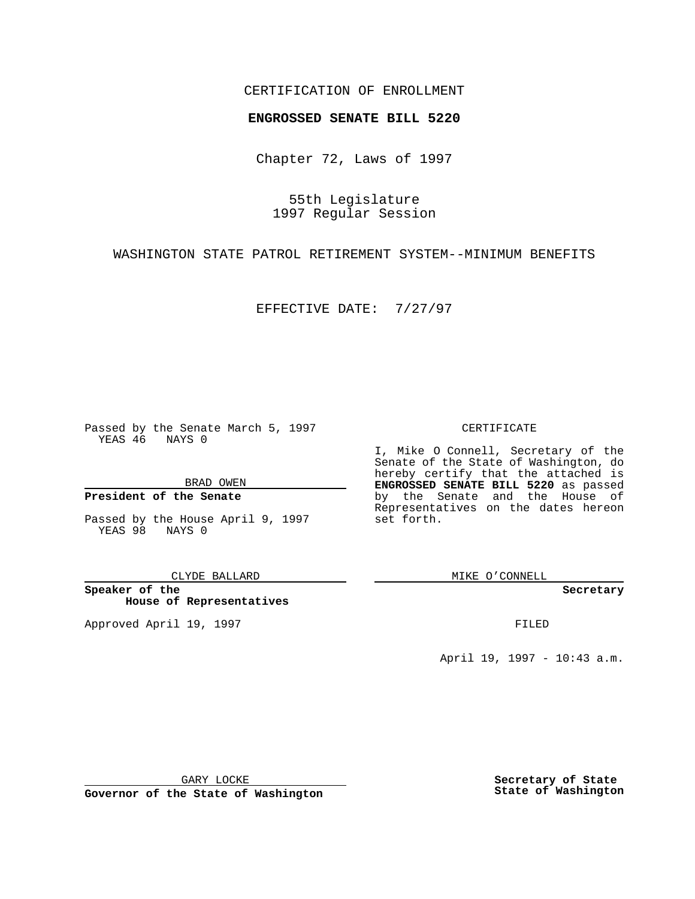CERTIFICATION OF ENROLLMENT

**ENGROSSED SENATE BILL 5220**

Chapter 72, Laws of 1997

55th Legislature
1997 Regular Session

WASHINGTON STATE PATROL RETIREMENT SYSTEM--MINIMUM BENEFITS

EFFECTIVE DATE: 7/27/97

Passed by the Senate March 5, 1997
YEAS 46 NAYS 0

BRAD OWEN

**President of the Senate**

Passed by the House April 9, 1997
YEAS 98 NAYS 0

CLYDE BALLARD

**Speaker of the House of Representatives**

Approved April 19, 1997

GARY LOCKE

**Governor of the State of Washington**

CERTIFICATE

I, Mike O Connell, Secretary of the Senate of the State of Washington, do hereby certify that the attached is **ENGROSSED SENATE BILL 5220** as passed by the Senate and the House of Representatives on the dates hereon set forth.

MIKE O'CONNELL

**Secretary**

FILED

April 19, 1997 - 10:43 a.m.

**Secretary of State**
**State of Washington**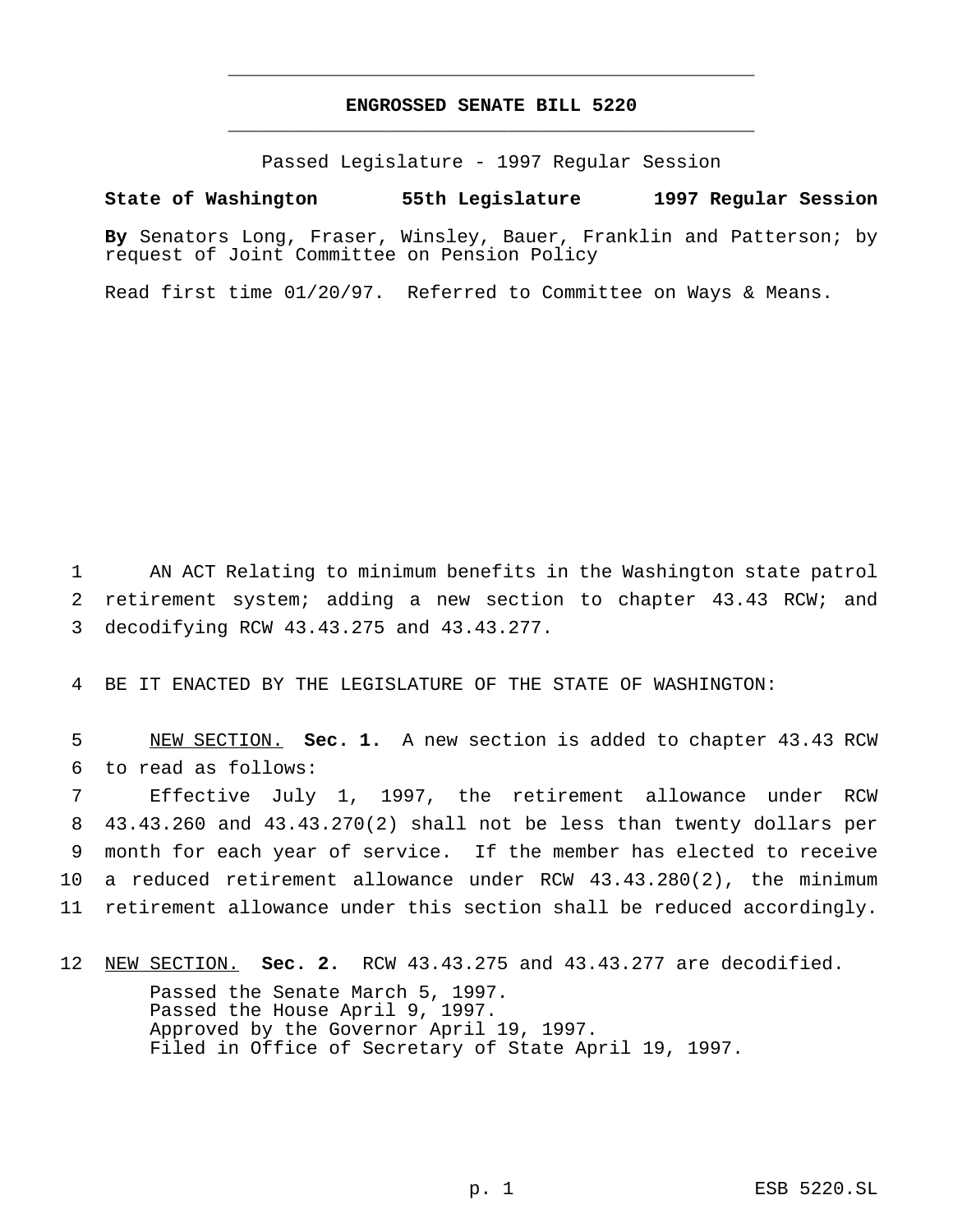# ENGROSSED SENATE BILL 5220

Passed Legislature - 1997 Regular Session

**State of Washington 55th Legislature 1997 Regular Session**

**By** Senators Long, Fraser, Winsley, Bauer, Franklin and Patterson; by request of Joint Committee on Pension Policy

Read first time 01/20/97. Referred to Committee on Ways & Means.

AN ACT Relating to minimum benefits in the Washington state patrol retirement system; adding a new section to chapter 43.43 RCW; and decodifying RCW 43.43.275 and 43.43.277.

BE IT ENACTED BY THE LEGISLATURE OF THE STATE OF WASHINGTON:

NEW SECTION. **Sec. 1.** A new section is added to chapter 43.43 RCW to read as follows:

Effective July 1, 1997, the retirement allowance under RCW 43.43.260 and 43.43.270(2) shall not be less than twenty dollars per month for each year of service. If the member has elected to receive a reduced retirement allowance under RCW 43.43.280(2), the minimum retirement allowance under this section shall be reduced accordingly.

NEW SECTION. **Sec. 2.** RCW 43.43.275 and 43.43.277 are decodified.

Passed the Senate March 5, 1997.
Passed the House April 9, 1997.
Approved by the Governor April 19, 1997.
Filed in Office of Secretary of State April 19, 1997.